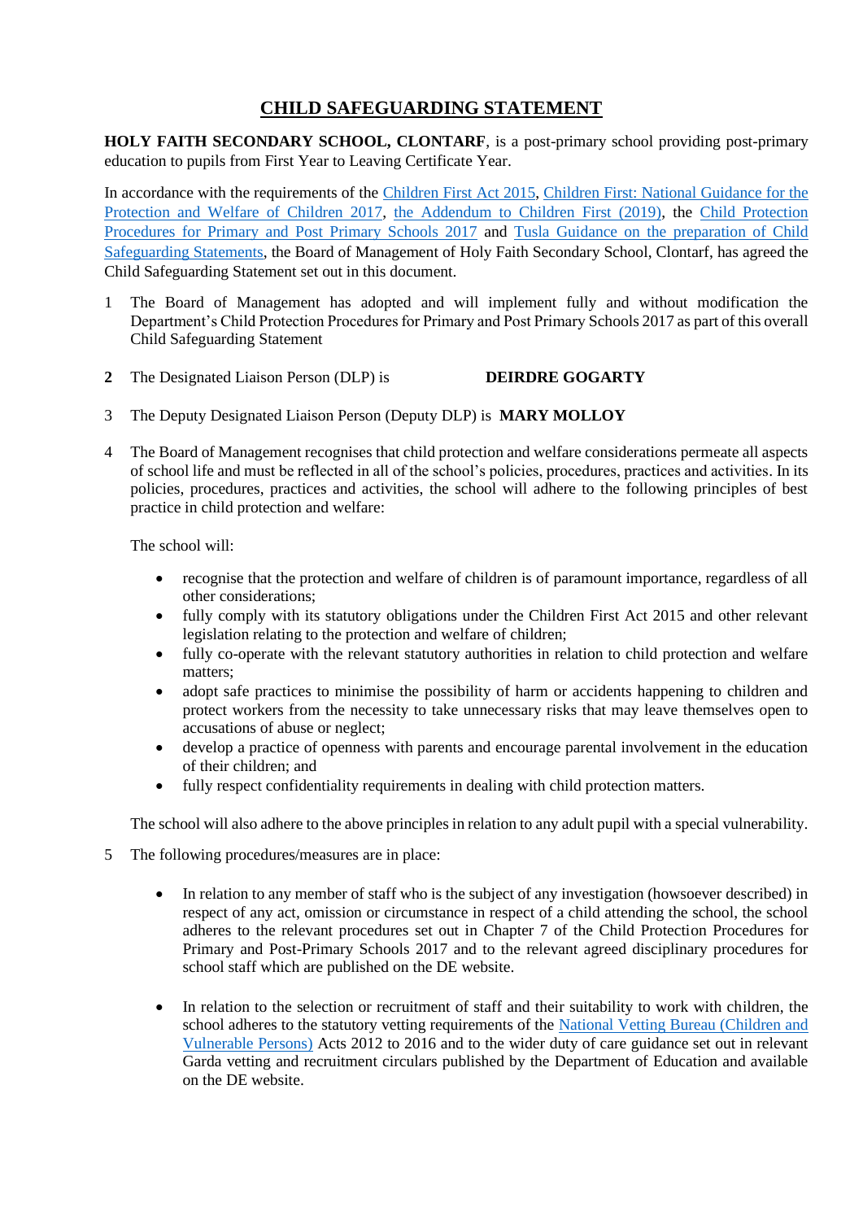# CHILD SAFEGUARDING STATEMENT

**HOLY FAITH SECONDARY SCHOOL, CLONTARF**, is a post-primary school providing post-primary education to pupils from First Year to Leaving Certificate Year.

In accordance with the requirements of the Children First Act 2015, Children First: National Guidance for the Protection and Welfare of Children 2017, the Addendum to Children First (2019), the Child Protection Procedures for Primary and Post Primary Schools 2017 and Tusla Guidance on the preparation of Child Safeguarding Statements, the Board of Management of Holy Faith Secondary School, Clontarf, has agreed the Child Safeguarding Statement set out in this document.

1. The Board of Management has adopted and will implement fully and without modification the Department's Child Protection Procedures for Primary and Post Primary Schools 2017 as part of this overall Child Safeguarding Statement

2. The Designated Liaison Person (DLP) is **DEIRDRE GOGARTY**

3. The Deputy Designated Liaison Person (Deputy DLP) is **MARY MOLLOY**

4. The Board of Management recognises that child protection and welfare considerations permeate all aspects of school life and must be reflected in all of the school's policies, procedures, practices and activities. In its policies, procedures, practices and activities, the school will adhere to the following principles of best practice in child protection and welfare:

   The school will:

   - recognise that the protection and welfare of children is of paramount importance, regardless of all other considerations;
   - fully comply with its statutory obligations under the Children First Act 2015 and other relevant legislation relating to the protection and welfare of children;
   - fully co-operate with the relevant statutory authorities in relation to child protection and welfare matters;
   - adopt safe practices to minimise the possibility of harm or accidents happening to children and protect workers from the necessity to take unnecessary risks that may leave themselves open to accusations of abuse or neglect;
   - develop a practice of openness with parents and encourage parental involvement in the education of their children; and
   - fully respect confidentiality requirements in dealing with child protection matters.

   The school will also adhere to the above principles in relation to any adult pupil with a special vulnerability.

5. The following procedures/measures are in place:

   - In relation to any member of staff who is the subject of any investigation (howsoever described) in respect of any act, omission or circumstance in respect of a child attending the school, the school adheres to the relevant procedures set out in Chapter 7 of the Child Protection Procedures for Primary and Post-Primary Schools 2017 and to the relevant agreed disciplinary procedures for school staff which are published on the DE website.

   - In relation to the selection or recruitment of staff and their suitability to work with children, the school adheres to the statutory vetting requirements of the National Vetting Bureau (Children and Vulnerable Persons) Acts 2012 to 2016 and to the wider duty of care guidance set out in relevant Garda vetting and recruitment circulars published by the Department of Education and available on the DE website.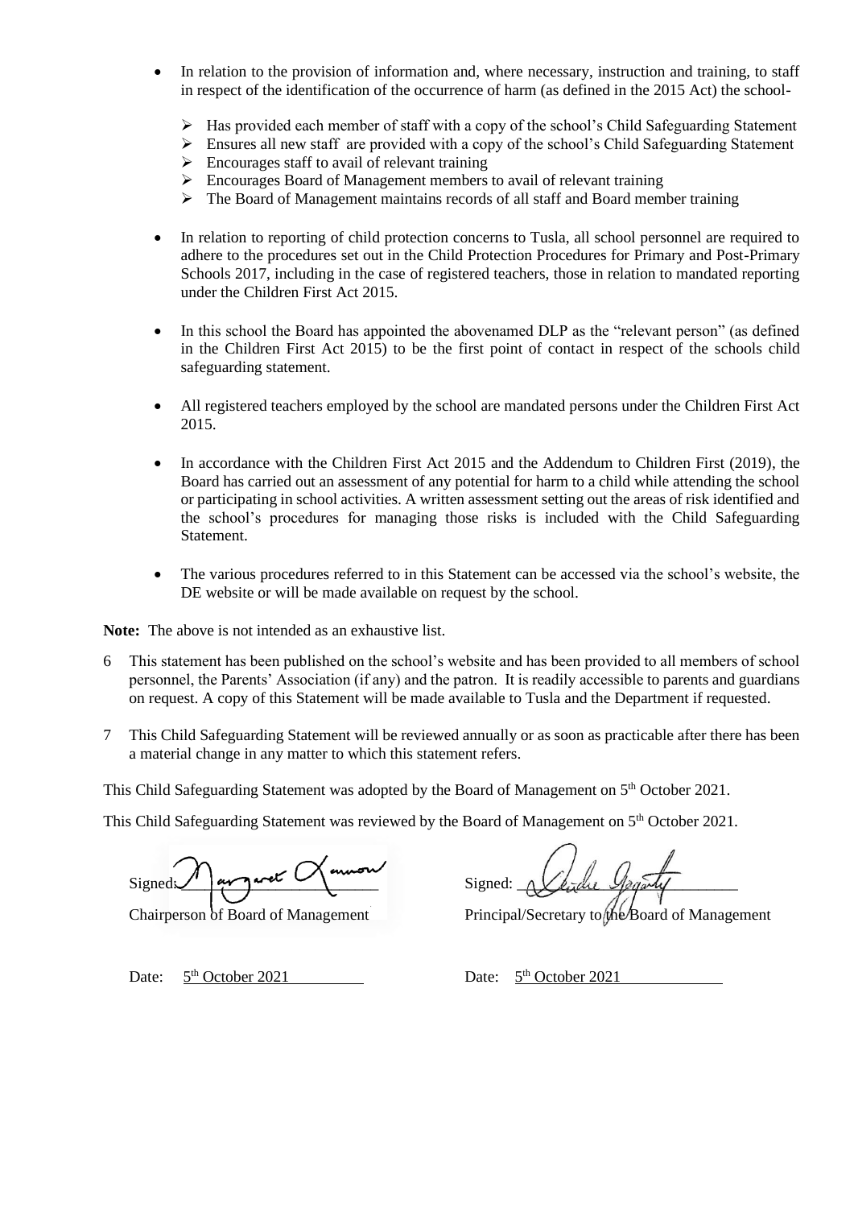- In relation to the provision of information and, where necessary, instruction and training, to staff in respect of the identification of the occurrence of harm (as defined in the 2015 Act) the school-
    - Has provided each member of staff with a copy of the school's Child Safeguarding Statement
    - Ensures all new staff are provided with a copy of the school's Child Safeguarding Statement
    - Encourages staff to avail of relevant training
    - Encourages Board of Management members to avail of relevant training
    - The Board of Management maintains records of all staff and Board member training

- In relation to reporting of child protection concerns to Tusla, all school personnel are required to adhere to the procedures set out in the Child Protection Procedures for Primary and Post-Primary Schools 2017, including in the case of registered teachers, those in relation to mandated reporting under the Children First Act 2015.

- In this school the Board has appointed the abovenamed DLP as the "relevant person" (as defined in the Children First Act 2015) to be the first point of contact in respect of the schools child safeguarding statement.

- All registered teachers employed by the school are mandated persons under the Children First Act 2015.

- In accordance with the Children First Act 2015 and the Addendum to Children First (2019), the Board has carried out an assessment of any potential for harm to a child while attending the school or participating in school activities. A written assessment setting out the areas of risk identified and the school's procedures for managing those risks is included with the Child Safeguarding Statement.

- The various procedures referred to in this Statement can be accessed via the school's website, the DE website or will be made available on request by the school.

**Note:** The above is not intended as an exhaustive list.

6 This statement has been published on the school's website and has been provided to all members of school personnel, the Parents' Association (if any) and the patron. It is readily accessible to parents and guardians on request. A copy of this Statement will be made available to Tusla and the Department if requested.

7 This Child Safeguarding Statement will be reviewed annually or as soon as practicable after there has been a material change in any matter to which this statement refers.

This Child Safeguarding Statement was adopted by the Board of Management on 5th October 2021.

This Child Safeguarding Statement was reviewed by the Board of Management on 5th October 2021.

Signed: ______________________
Chairperson of Board of Management

Signed: ______________________
Principal/Secretary to the Board of Management

Date: 5th October 2021

Date: 5th October 2021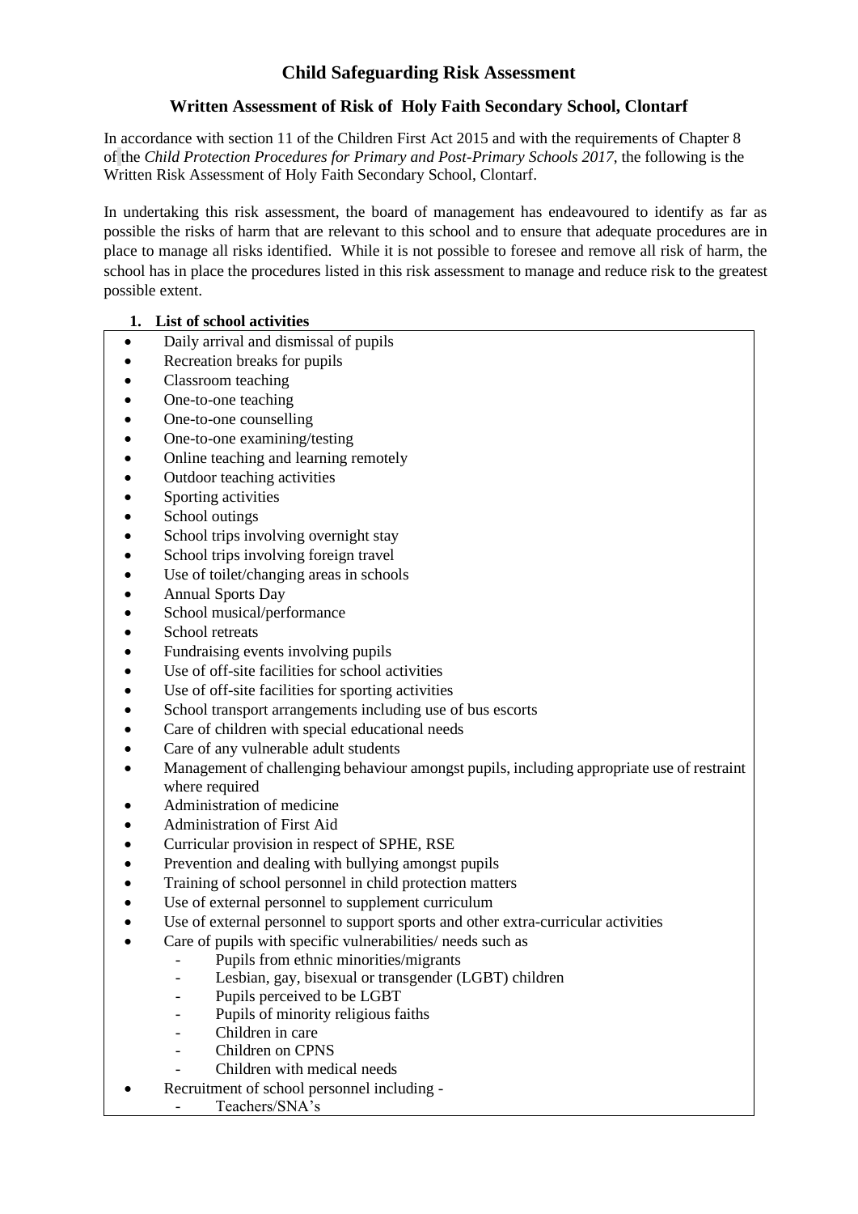# Child Safeguarding Risk Assessment

## Written Assessment of Risk of Holy Faith Secondary School, Clontarf

In accordance with section 11 of the Children First Act 2015 and with the requirements of Chapter 8 of the *Child Protection Procedures for Primary and Post-Primary Schools 2017*, the following is the Written Risk Assessment of Holy Faith Secondary School, Clontarf.

In undertaking this risk assessment, the board of management has endeavoured to identify as far as possible the risks of harm that are relevant to this school and to ensure that adequate procedures are in place to manage all risks identified. While it is not possible to foresee and remove all risk of harm, the school has in place the procedures listed in this risk assessment to manage and reduce risk to the greatest possible extent.

### 1. List of school activities

- Daily arrival and dismissal of pupils
- Recreation breaks for pupils
- Classroom teaching
- One-to-one teaching
- One-to-one counselling
- One-to-one examining/testing
- Online teaching and learning remotely
- Outdoor teaching activities
- Sporting activities
- School outings
- School trips involving overnight stay
- School trips involving foreign travel
- Use of toilet/changing areas in schools
- Annual Sports Day
- School musical/performance
- School retreats
- Fundraising events involving pupils
- Use of off-site facilities for school activities
- Use of off-site facilities for sporting activities
- School transport arrangements including use of bus escorts
- Care of children with special educational needs
- Care of any vulnerable adult students
- Management of challenging behaviour amongst pupils, including appropriate use of restraint where required
- Administration of medicine
- Administration of First Aid
- Curricular provision in respect of SPHE, RSE
- Prevention and dealing with bullying amongst pupils
- Training of school personnel in child protection matters
- Use of external personnel to supplement curriculum
- Use of external personnel to support sports and other extra-curricular activities
- Care of pupils with specific vulnerabilities/ needs such as
    - Pupils from ethnic minorities/migrants
    - Lesbian, gay, bisexual or transgender (LGBT) children
    - Pupils perceived to be LGBT
    - Pupils of minority religious faiths
    - Children in care
    - Children on CPNS
    - Children with medical needs
- Recruitment of school personnel including -
    - Teachers/SNA's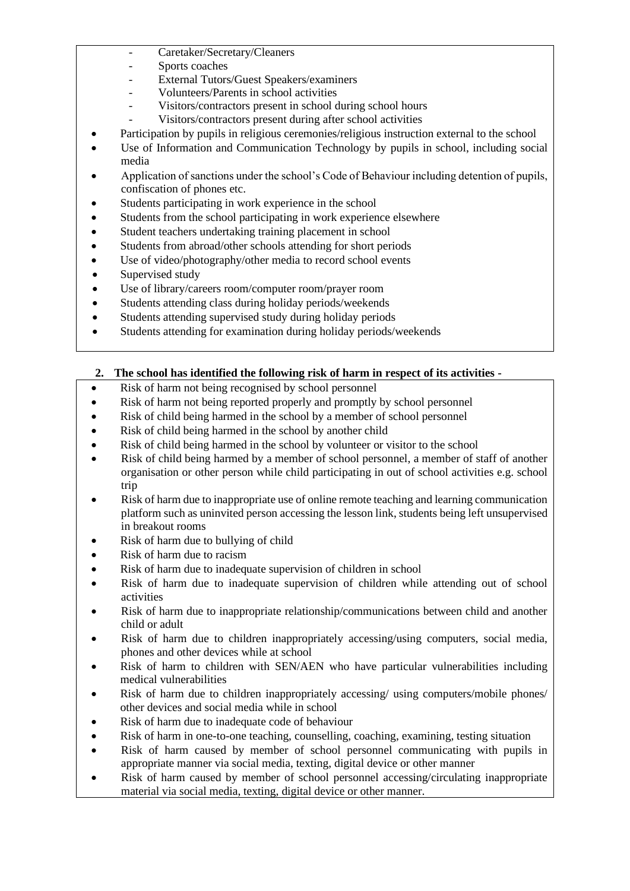- Caretaker/Secretary/Cleaners
- Sports coaches
- External Tutors/Guest Speakers/examiners
- Volunteers/Parents in school activities
- Visitors/contractors present in school during school hours
- Visitors/contractors present during after school activities

- Participation by pupils in religious ceremonies/religious instruction external to the school
- Use of Information and Communication Technology by pupils in school, including social media
- Application of sanctions under the school's Code of Behaviour including detention of pupils, confiscation of phones etc.
- Students participating in work experience in the school
- Students from the school participating in work experience elsewhere
- Student teachers undertaking training placement in school
- Students from abroad/other schools attending for short periods
- Use of video/photography/other media to record school events
- Supervised study
- Use of library/careers room/computer room/prayer room
- Students attending class during holiday periods/weekends
- Students attending supervised study during holiday periods
- Students attending for examination during holiday periods/weekends

**2. The school has identified the following risk of harm in respect of its activities -**

- Risk of harm not being recognised by school personnel
- Risk of harm not being reported properly and promptly by school personnel
- Risk of child being harmed in the school by a member of school personnel
- Risk of child being harmed in the school by another child
- Risk of child being harmed in the school by volunteer or visitor to the school
- Risk of child being harmed by a member of school personnel, a member of staff of another organisation or other person while child participating in out of school activities e.g. school trip
- Risk of harm due to inappropriate use of online remote teaching and learning communication platform such as uninvited person accessing the lesson link, students being left unsupervised in breakout rooms
- Risk of harm due to bullying of child
- Risk of harm due to racism
- Risk of harm due to inadequate supervision of children in school
- Risk of harm due to inadequate supervision of children while attending out of school activities
- Risk of harm due to inappropriate relationship/communications between child and another child or adult
- Risk of harm due to children inappropriately accessing/using computers, social media, phones and other devices while at school
- Risk of harm to children with SEN/AEN who have particular vulnerabilities including medical vulnerabilities
- Risk of harm due to children inappropriately accessing/ using computers/mobile phones/ other devices and social media while in school
- Risk of harm due to inadequate code of behaviour
- Risk of harm in one-to-one teaching, counselling, coaching, examining, testing situation
- Risk of harm caused by member of school personnel communicating with pupils in appropriate manner via social media, texting, digital device or other manner
- Risk of harm caused by member of school personnel accessing/circulating inappropriate material via social media, texting, digital device or other manner.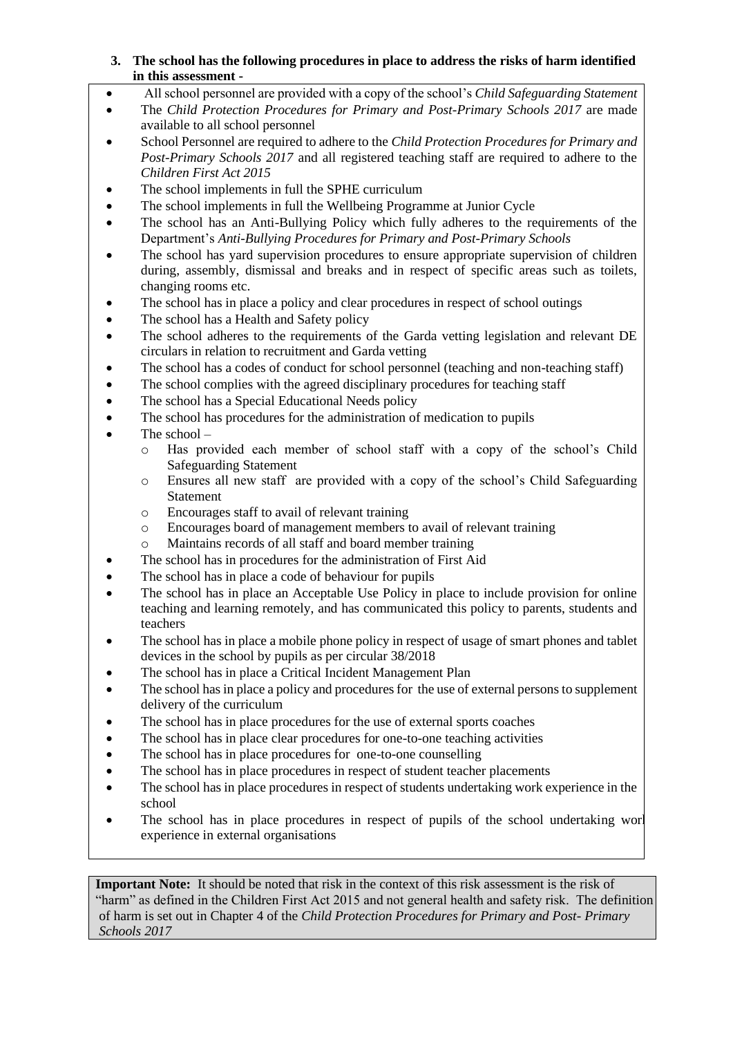**3. The school has the following procedures in place to address the risks of harm identified in this assessment -**

- All school personnel are provided with a copy of the school's *Child Safeguarding Statement*
- The *Child Protection Procedures for Primary and Post-Primary Schools 2017* are made available to all school personnel
- School Personnel are required to adhere to the *Child Protection Procedures for Primary and Post-Primary Schools 2017* and all registered teaching staff are required to adhere to the *Children First Act 2015*
- The school implements in full the SPHE curriculum
- The school implements in full the Wellbeing Programme at Junior Cycle
- The school has an Anti-Bullying Policy which fully adheres to the requirements of the Department's *Anti-Bullying Procedures for Primary and Post-Primary Schools*
- The school has yard supervision procedures to ensure appropriate supervision of children during, assembly, dismissal and breaks and in respect of specific areas such as toilets, changing rooms etc.
- The school has in place a policy and clear procedures in respect of school outings
- The school has a Health and Safety policy
- The school adheres to the requirements of the Garda vetting legislation and relevant DE circulars in relation to recruitment and Garda vetting
- The school has a codes of conduct for school personnel (teaching and non-teaching staff)
- The school complies with the agreed disciplinary procedures for teaching staff
- The school has a Special Educational Needs policy
- The school has procedures for the administration of medication to pupils
- The school –
    - Has provided each member of school staff with a copy of the school's Child Safeguarding Statement
    - Ensures all new staff are provided with a copy of the school's Child Safeguarding Statement
    - Encourages staff to avail of relevant training
    - Encourages board of management members to avail of relevant training
    - Maintains records of all staff and board member training
- The school has in procedures for the administration of First Aid
- The school has in place a code of behaviour for pupils
- The school has in place an Acceptable Use Policy in place to include provision for online teaching and learning remotely, and has communicated this policy to parents, students and teachers
- The school has in place a mobile phone policy in respect of usage of smart phones and tablet devices in the school by pupils as per circular 38/2018
- The school has in place a Critical Incident Management Plan
- The school has in place a policy and procedures for the use of external persons to supplement delivery of the curriculum
- The school has in place procedures for the use of external sports coaches
- The school has in place clear procedures for one-to-one teaching activities
- The school has in place procedures for one-to-one counselling
- The school has in place procedures in respect of student teacher placements
- The school has in place procedures in respect of students undertaking work experience in the school
- The school has in place procedures in respect of pupils of the school undertaking work experience in external organisations

**Important Note:** It should be noted that risk in the context of this risk assessment is the risk of "harm" as defined in the Children First Act 2015 and not general health and safety risk. The definition of harm is set out in Chapter 4 of the *Child Protection Procedures for Primary and Post- Primary Schools 2017*